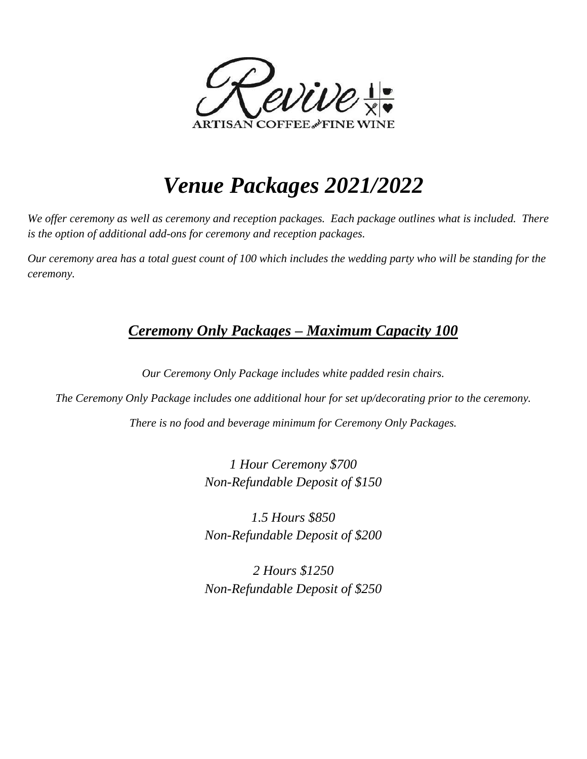Revive

ARTISAN COFFEE and FINE WINE

# *Venue Packages 2021/2022*

*We offer ceremony as well as ceremony and reception packages. Each package outlines what is included. There is the option of additional add-ons for ceremony and reception packages.*

*Our ceremony area has a total guest count of 100 which includes the wedding party who will be standing for the ceremony.*

## ***Ceremony Only Packages – Maximum Capacity 100***

*Our Ceremony Only Package includes white padded resin chairs.*

*The Ceremony Only Package includes one additional hour for set up/decorating prior to the ceremony.*

*There is no food and beverage minimum for Ceremony Only Packages.*

*1 Hour Ceremony $700*
*Non-Refundable Deposit of $150*

*1.5 Hours $850*
*Non-Refundable Deposit of $200*

*2 Hours $1250*
*Non-Refundable Deposit of $250*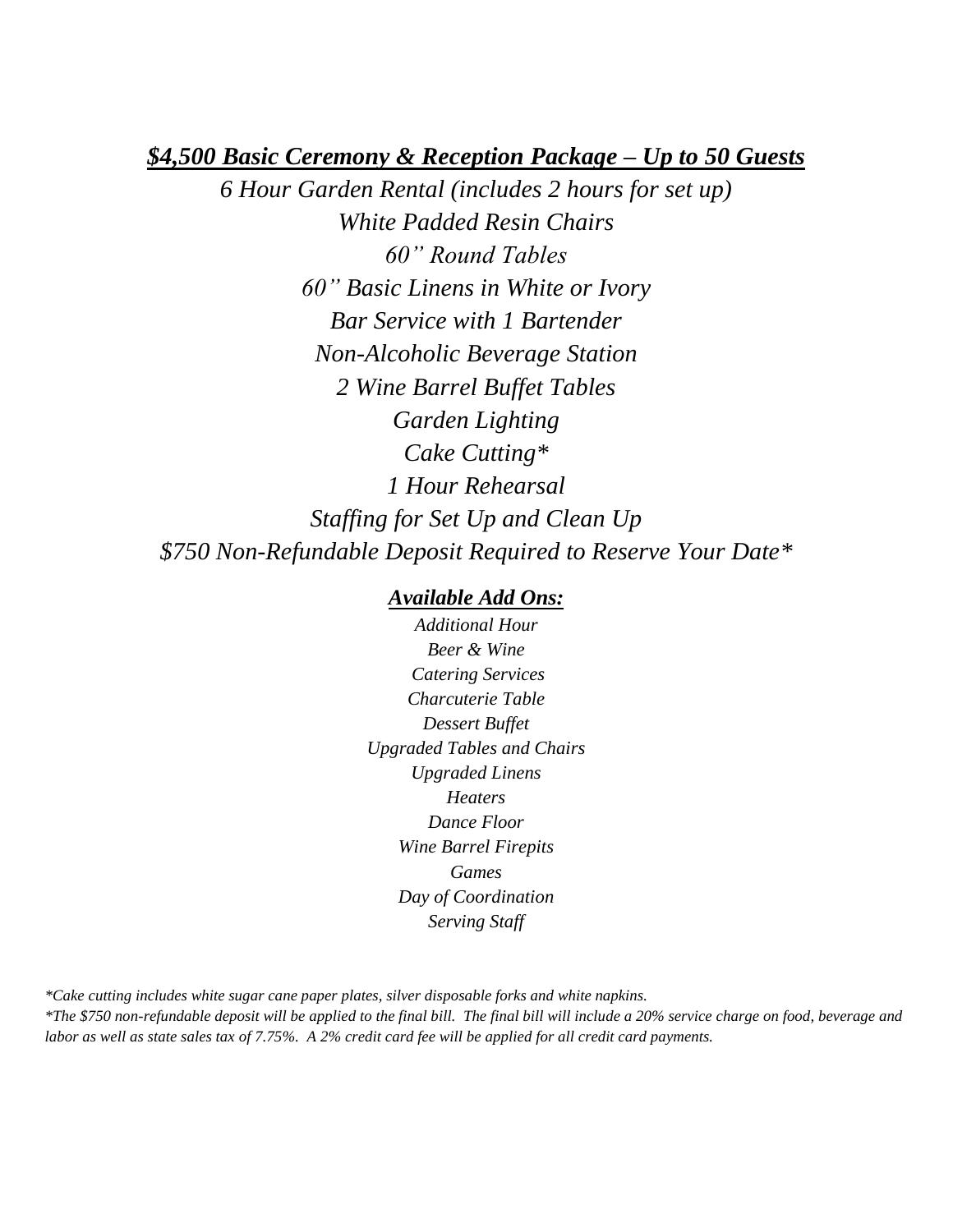## ***$4,500 Basic Ceremony & Reception Package – Up to 50 Guests***

*6 Hour Garden Rental (includes 2 hours for set up)*
*White Padded Resin Chairs*
*60" Round Tables*
*60" Basic Linens in White or Ivory*
*Bar Service with 1 Bartender*
*Non-Alcoholic Beverage Station*
*2 Wine Barrel Buffet Tables*
*Garden Lighting*
*Cake Cutting**
*1 Hour Rehearsal*
*Staffing for Set Up and Clean Up*
*$750 Non-Refundable Deposit Required to Reserve Your Date**

### ***Available Add Ons:***

*Additional Hour*
*Beer & Wine*
*Catering Services*
*Charcuterie Table*
*Dessert Buffet*
*Upgraded Tables and Chairs*
*Upgraded Linens*
*Heaters*
*Dance Floor*
*Wine Barrel Firepits*
*Games*
*Day of Coordination*
*Serving Staff*

*\*Cake cutting includes white sugar cane paper plates, silver disposable forks and white napkins.*
*\*The $750 non-refundable deposit will be applied to the final bill. The final bill will include a 20% service charge on food, beverage and labor as well as state sales tax of 7.75%. A 2% credit card fee will be applied for all credit card payments.*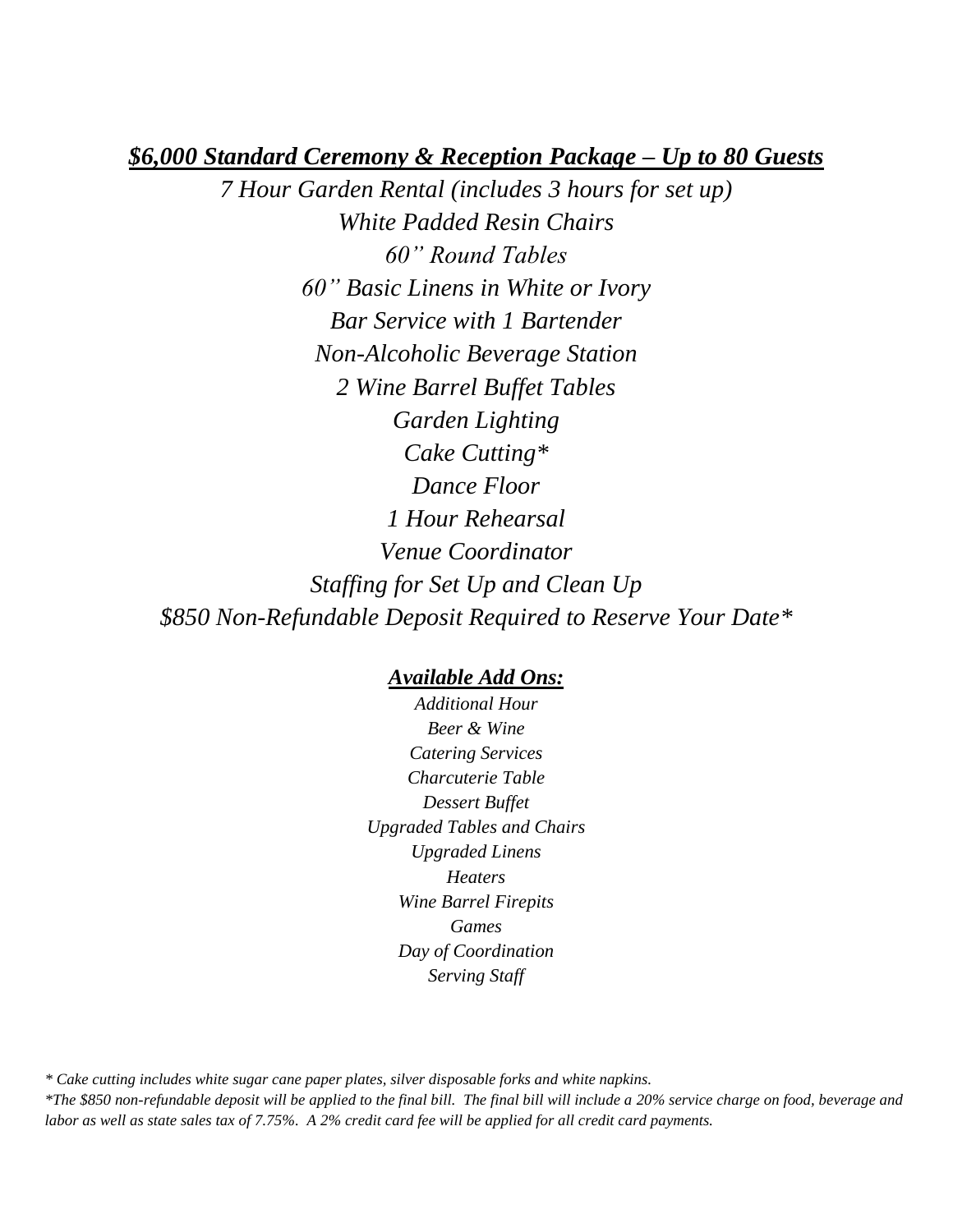## ***$6,000 Standard Ceremony & Reception Package – Up to 80 Guests***

*7 Hour Garden Rental (includes 3 hours for set up)*

*White Padded Resin Chairs*

*60" Round Tables*

*60" Basic Linens in White or Ivory*

*Bar Service with 1 Bartender*

*Non-Alcoholic Beverage Station*

*2 Wine Barrel Buffet Tables*

*Garden Lighting*

*Cake Cutting**

*Dance Floor*

*1 Hour Rehearsal*

*Venue Coordinator*

*Staffing for Set Up and Clean Up*

*$850 Non-Refundable Deposit Required to Reserve Your Date**

### ***Available Add Ons:***

*Additional Hour*

*Beer & Wine*

*Catering Services*

*Charcuterie Table*

*Dessert Buffet*

*Upgraded Tables and Chairs*

*Upgraded Linens*

*Heaters*

*Wine Barrel Firepits*

*Games*

*Day of Coordination*

*Serving Staff*

*\* Cake cutting includes white sugar cane paper plates, silver disposable forks and white napkins.*

*\*The $850 non-refundable deposit will be applied to the final bill. The final bill will include a 20% service charge on food, beverage and labor as well as state sales tax of 7.75%. A 2% credit card fee will be applied for all credit card payments.*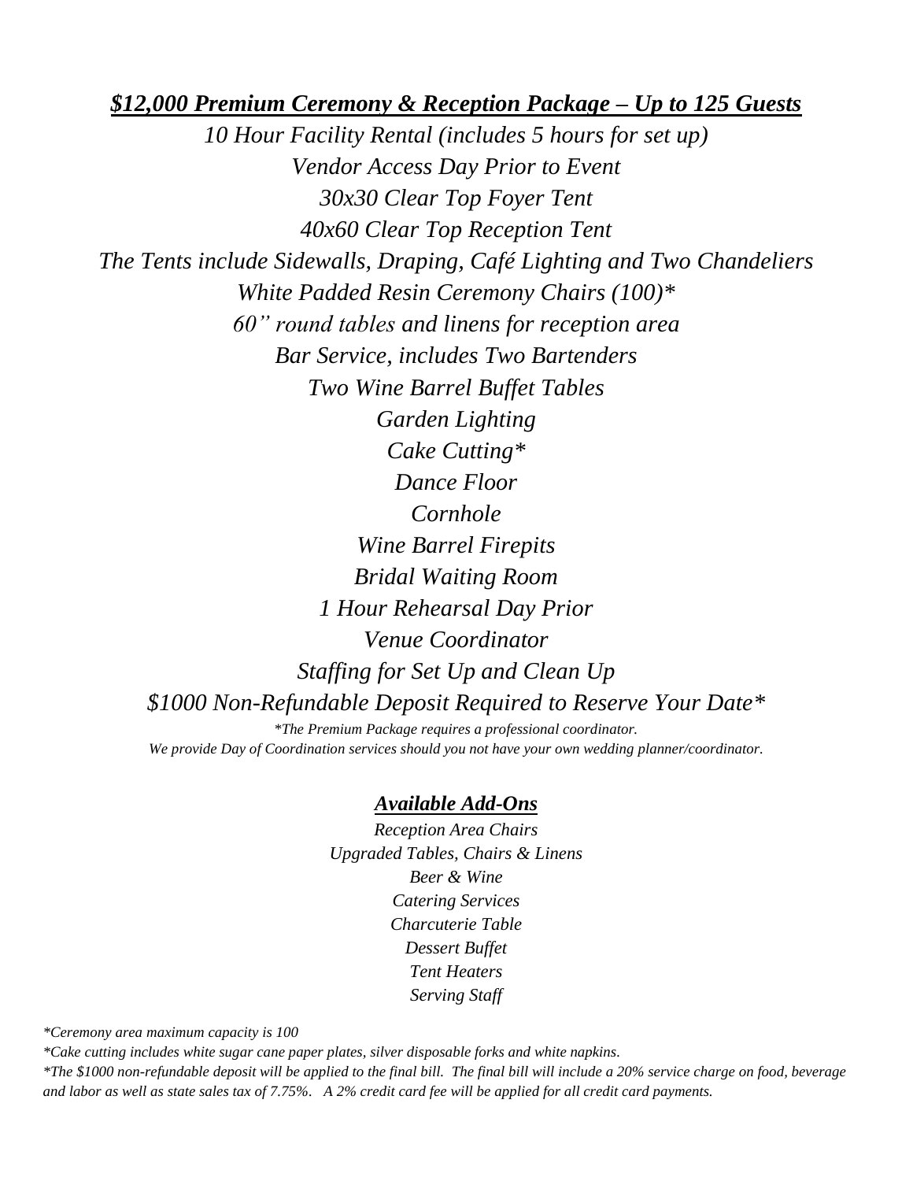## ***$12,000 Premium Ceremony & Reception Package – Up to 125 Guests***

*10 Hour Facility Rental (includes 5 hours for set up)*

*Vendor Access Day Prior to Event*

*30x30 Clear Top Foyer Tent*

*40x60 Clear Top Reception Tent*

*The Tents include Sidewalls, Draping, Café Lighting and Two Chandeliers*

*White Padded Resin Ceremony Chairs (100)**

*60" round tables and linens for reception area*

*Bar Service, includes Two Bartenders*

*Two Wine Barrel Buffet Tables*

*Garden Lighting*

*Cake Cutting**

*Dance Floor*

*Cornhole*

*Wine Barrel Firepits*

*Bridal Waiting Room*

*1 Hour Rehearsal Day Prior*

*Venue Coordinator*

*Staffing for Set Up and Clean Up*

*$1000 Non-Refundable Deposit Required to Reserve Your Date**

**The Premium Package requires a professional coordinator.*
*We provide Day of Coordination services should you not have your own wedding planner/coordinator.*

### ***Available Add-Ons***

*Reception Area Chairs*

*Upgraded Tables, Chairs & Linens*

*Beer & Wine*

*Catering Services*

*Charcuterie Table*

*Dessert Buffet*

*Tent Heaters*

*Serving Staff*

**Ceremony area maximum capacity is 100*

**Cake cutting includes white sugar cane paper plates, silver disposable forks and white napkins.*

**The $1000 non-refundable deposit will be applied to the final bill. The final bill will include a 20% service charge on food, beverage and labor as well as state sales tax of 7.75%. A 2% credit card fee will be applied for all credit card payments.*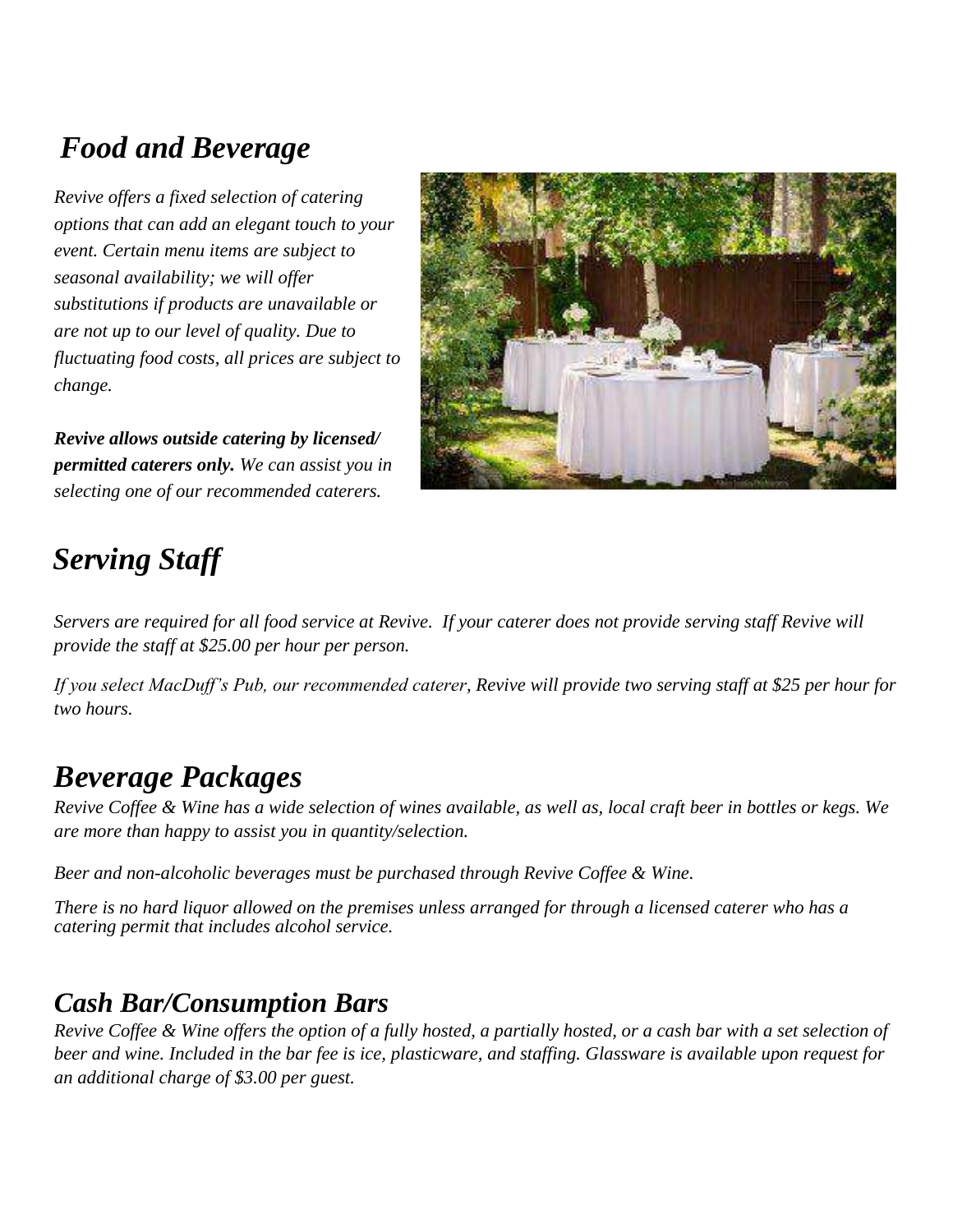# *Food and Beverage*

*Revive offers a fixed selection of catering options that can add an elegant touch to your event. Certain menu items are subject to seasonal availability; we will offer substitutions if products are unavailable or are not up to our level of quality. Due to fluctuating food costs, all prices are subject to change.*

***Revive allows outside catering by licensed/ permitted caterers only.*** *We can assist you in selecting one of our recommended caterers.*

# *Serving Staff*

*Servers are required for all food service at Revive. If your caterer does not provide serving staff Revive will provide the staff at $25.00 per hour per person.*

*If you select MacDuff's Pub, our recommended caterer, Revive will provide two serving staff at $25 per hour for two hours.*

# *Beverage Packages*

*Revive Coffee & Wine has a wide selection of wines available, as well as, local craft beer in bottles or kegs. We are more than happy to assist you in quantity/selection.*

*Beer and non-alcoholic beverages must be purchased through Revive Coffee & Wine.*

*There is no hard liquor allowed on the premises unless arranged for through a licensed caterer who has a catering permit that includes alcohol service.*

## *Cash Bar/Consumption Bars*

*Revive Coffee & Wine offers the option of a fully hosted, a partially hosted, or a cash bar with a set selection of beer and wine. Included in the bar fee is ice, plasticware, and staffing. Glassware is available upon request for an additional charge of $3.00 per guest.*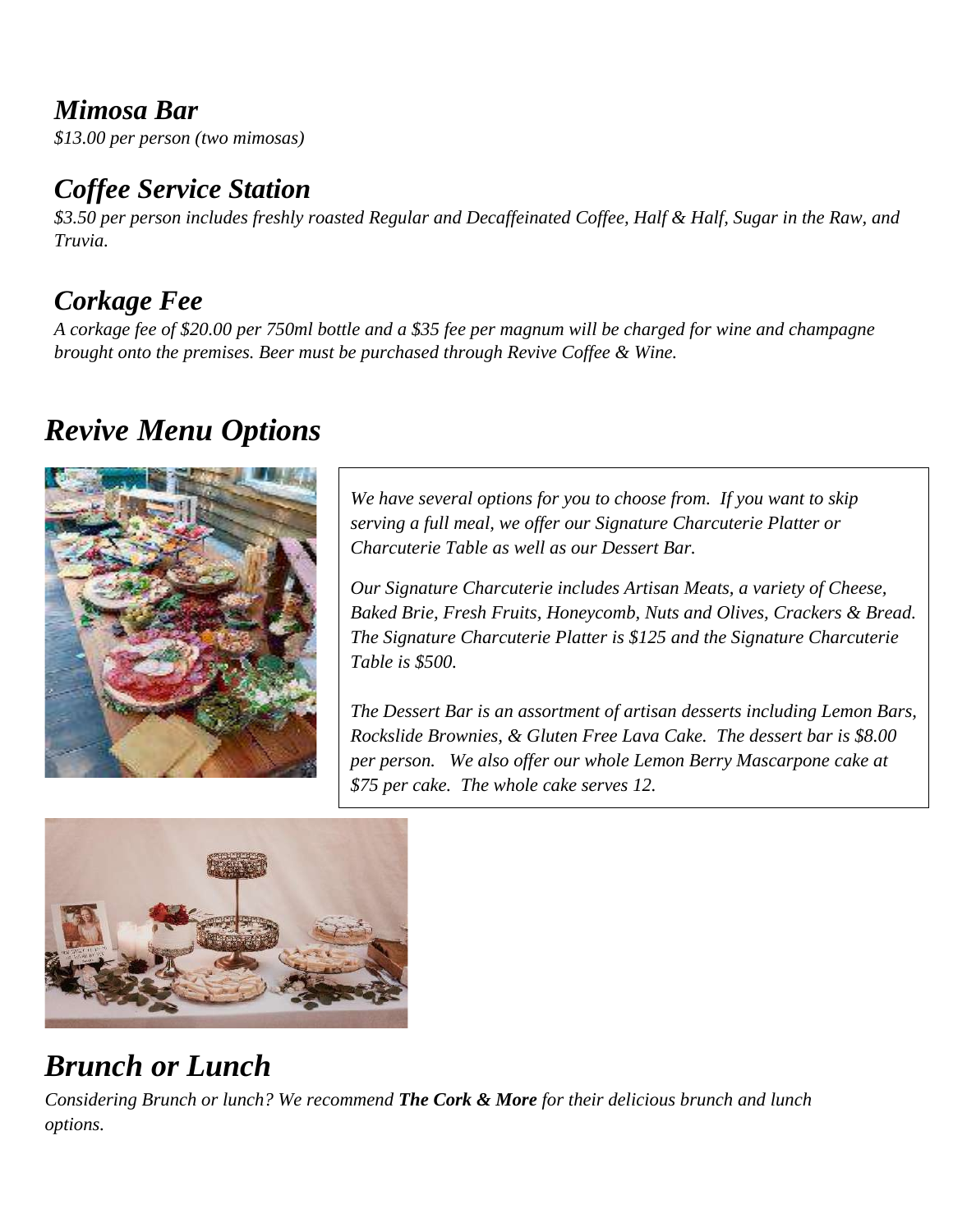## *Mimosa Bar*

*$13.00 per person (two mimosas)*

## *Coffee Service Station*

*$3.50 per person includes freshly roasted Regular and Decaffeinated Coffee, Half & Half, Sugar in the Raw, and Truvia.*

## *Corkage Fee*

*A corkage fee of $20.00 per 750ml bottle and a $35 fee per magnum will be charged for wine and champagne brought onto the premises. Beer must be purchased through Revive Coffee & Wine.*

# *Revive Menu Options*

*We have several options for you to choose from. If you want to skip serving a full meal, we offer our Signature Charcuterie Platter or Charcuterie Table as well as our Dessert Bar.*

*Our Signature Charcuterie includes Artisan Meats, a variety of Cheese, Baked Brie, Fresh Fruits, Honeycomb, Nuts and Olives, Crackers & Bread. The Signature Charcuterie Platter is $125 and the Signature Charcuterie Table is $500.*

*The Dessert Bar is an assortment of artisan desserts including Lemon Bars, Rockslide Brownies, & Gluten Free Lava Cake. The dessert bar is $8.00 per person. We also offer our whole Lemon Berry Mascarpone cake at $75 per cake. The whole cake serves 12.*

# *Brunch or Lunch*

*Considering Brunch or lunch? We recommend **The Cork & More** for their delicious brunch and lunch options.*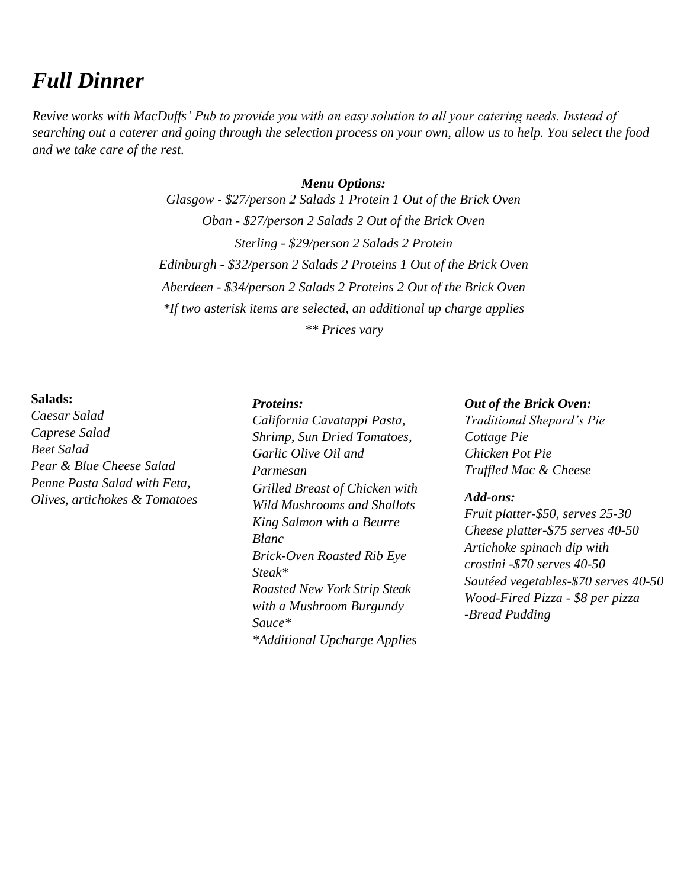# *Full Dinner*

*Revive works with MacDuffs' Pub to provide you with an easy solution to all your catering needs. Instead of searching out a caterer and going through the selection process on your own, allow us to help. You select the food and we take care of the rest.*

***Menu Options:***

*Glasgow - $27/person 2 Salads 1 Protein 1 Out of the Brick Oven*

*Oban - $27/person 2 Salads 2 Out of the Brick Oven*

*Sterling - $29/person 2 Salads 2 Protein*

*Edinburgh - $32/person 2 Salads 2 Proteins 1 Out of the Brick Oven*

*Aberdeen - $34/person 2 Salads 2 Proteins 2 Out of the Brick Oven*

*\*If two asterisk items are selected, an additional up charge applies*

*\*\* Prices vary*

**Salads:**

*Caesar Salad*
*Caprese Salad*
*Beet Salad*
*Pear & Blue Cheese Salad*
*Penne Pasta Salad with Feta, Olives, artichokes & Tomatoes*

***Proteins:***

*California Cavatappi Pasta, Shrimp, Sun Dried Tomatoes, Garlic Olive Oil and Parmesan*
*Grilled Breast of Chicken with Wild Mushrooms and Shallots*
*King Salmon with a Beurre Blanc*
*Brick-Oven Roasted Rib Eye Steak\**
*Roasted New York Strip Steak with a Mushroom Burgundy Sauce\**
*\*Additional Upcharge Applies*

***Out of the Brick Oven:***

*Traditional Shepard's Pie*
*Cottage Pie*
*Chicken Pot Pie*
*Truffled Mac & Cheese*

***Add-ons:***

*Fruit platter-$50, serves 25-30*
*Cheese platter-$75 serves 40-50*
*Artichoke spinach dip with crostini -$70 serves 40-50*
*Sautéed vegetables-$70 serves 40-50*
*Wood-Fired Pizza - $8 per pizza*
*-Bread Pudding*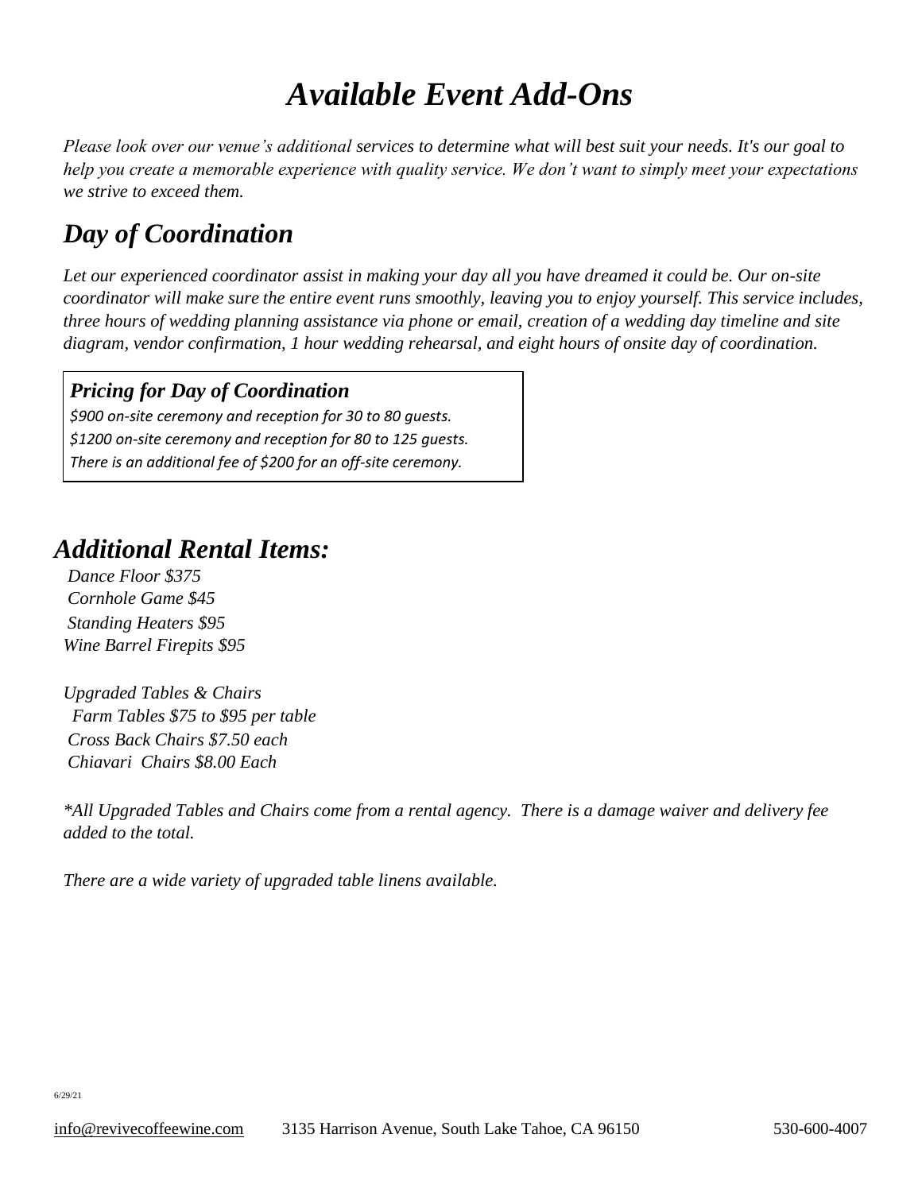# *Available Event Add-Ons*

*Please look over our venue's additional services to determine what will best suit your needs. It's our goal to help you create a memorable experience with quality service. We don't want to simply meet your expectations we strive to exceed them.*

## *Day of Coordination*

*Let our experienced coordinator assist in making your day all you have dreamed it could be. Our on-site coordinator will make sure the entire event runs smoothly, leaving you to enjoy yourself. This service includes, three hours of wedding planning assistance via phone or email, creation of a wedding day timeline and site diagram, vendor confirmation, 1 hour wedding rehearsal, and eight hours of onsite day of coordination.*

### *Pricing for Day of Coordination*

*$900 on-site ceremony and reception for 30 to 80 guests.*
*$1200 on-site ceremony and reception for 80 to 125 guests.*
*There is an additional fee of $200 for an off-site ceremony.*

## *Additional Rental Items:*

*Dance Floor $375*
*Cornhole Game $45*
*Standing Heaters $95*
*Wine Barrel Firepits $95*

*Upgraded Tables & Chairs*
*Farm Tables $75 to $95 per table*
*Cross Back Chairs $7.50 each*
*Chiavari Chairs $8.00 Each*

**All Upgraded Tables and Chairs come from a rental agency. There is a damage waiver and delivery fee added to the total.*

*There are a wide variety of upgraded table linens available.*

6/29/21

info@revivecoffeewine.com 3135 Harrison Avenue, South Lake Tahoe, CA 96150 530-600-4007